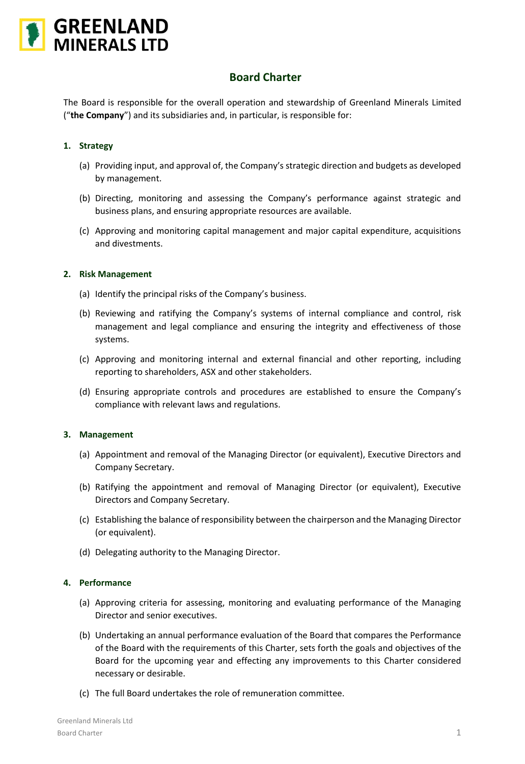# GREENLAND MINERALS LTD

## Board Charter

The Board is responsible for the overall operation and stewardship of Greenland Minerals Limited ("**the Company**") and its subsidiaries and, in particular, is responsible for:

### 1. Strategy

(a) Providing input, and approval of, the Company's strategic direction and budgets as developed by management.

(b) Directing, monitoring and assessing the Company's performance against strategic and business plans, and ensuring appropriate resources are available.

(c) Approving and monitoring capital management and major capital expenditure, acquisitions and divestments.

### 2. Risk Management

(a) Identify the principal risks of the Company's business.

(b) Reviewing and ratifying the Company's systems of internal compliance and control, risk management and legal compliance and ensuring the integrity and effectiveness of those systems.

(c) Approving and monitoring internal and external financial and other reporting, including reporting to shareholders, ASX and other stakeholders.

(d) Ensuring appropriate controls and procedures are established to ensure the Company's compliance with relevant laws and regulations.

### 3. Management

(a) Appointment and removal of the Managing Director (or equivalent), Executive Directors and Company Secretary.

(b) Ratifying the appointment and removal of Managing Director (or equivalent), Executive Directors and Company Secretary.

(c) Establishing the balance of responsibility between the chairperson and the Managing Director (or equivalent).

(d) Delegating authority to the Managing Director.

### 4. Performance

(a) Approving criteria for assessing, monitoring and evaluating performance of the Managing Director and senior executives.

(b) Undertaking an annual performance evaluation of the Board that compares the Performance of the Board with the requirements of this Charter, sets forth the goals and objectives of the Board for the upcoming year and effecting any improvements to this Charter considered necessary or desirable.

(c) The full Board undertakes the role of remuneration committee.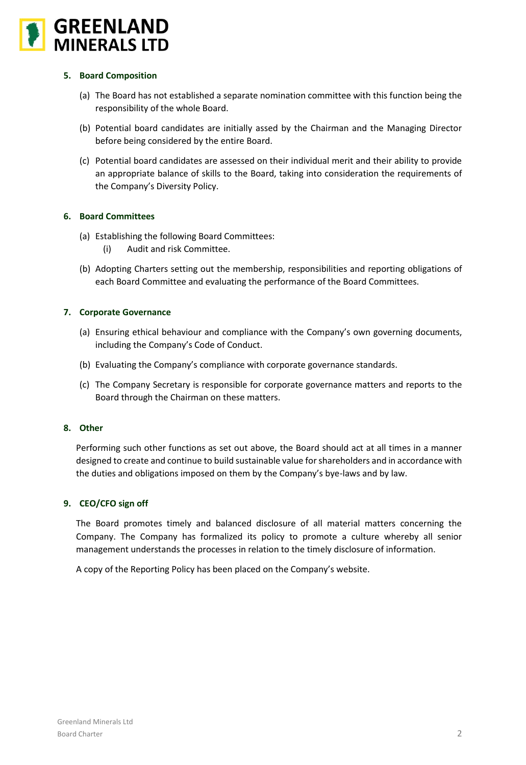## 5. Board Composition

(a) The Board has not established a separate nomination committee with this function being the responsibility of the whole Board.

(b) Potential board candidates are initially assed by the Chairman and the Managing Director before being considered by the entire Board.

(c) Potential board candidates are assessed on their individual merit and their ability to provide an appropriate balance of skills to the Board, taking into consideration the requirements of the Company's Diversity Policy.

## 6. Board Committees

(a) Establishing the following Board Committees:
   (i) Audit and risk Committee.

(b) Adopting Charters setting out the membership, responsibilities and reporting obligations of each Board Committee and evaluating the performance of the Board Committees.

## 7. Corporate Governance

(a) Ensuring ethical behaviour and compliance with the Company's own governing documents, including the Company's Code of Conduct.

(b) Evaluating the Company's compliance with corporate governance standards.

(c) The Company Secretary is responsible for corporate governance matters and reports to the Board through the Chairman on these matters.

## 8. Other

Performing such other functions as set out above, the Board should act at all times in a manner designed to create and continue to build sustainable value for shareholders and in accordance with the duties and obligations imposed on them by the Company's bye-laws and by law.

## 9. CEO/CFO sign off

The Board promotes timely and balanced disclosure of all material matters concerning the Company. The Company has formalized its policy to promote a culture whereby all senior management understands the processes in relation to the timely disclosure of information.

A copy of the Reporting Policy has been placed on the Company's website.